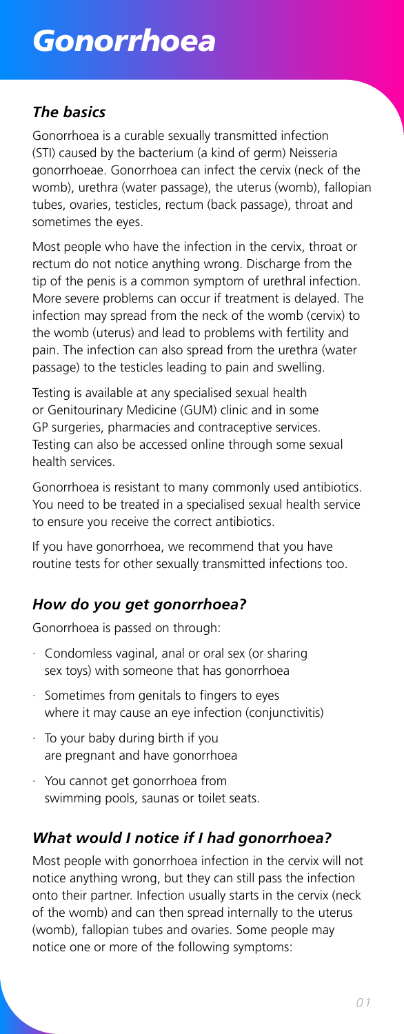# *Gonorrhoea*

## *The basics*

Gonorrhoea is a curable sexually transmitted infection (STI) caused by the bacterium (a kind of germ) Neisseria gonorrhoeae. Gonorrhoea can infect the cervix (neck of the womb), urethra (water passage), the uterus (womb), fallopian tubes, ovaries, testicles, rectum (back passage), throat and sometimes the eyes.

Most people who have the infection in the cervix, throat or rectum do not notice anything wrong. Discharge from the tip of the penis is a common symptom of urethral infection. More severe problems can occur if treatment is delayed. The infection may spread from the neck of the womb (cervix) to the womb (uterus) and lead to problems with fertility and pain. The infection can also spread from the urethra (water passage) to the testicles leading to pain and swelling.

Testing is available at any specialised sexual health or Genitourinary Medicine (GUM) clinic and in some GP surgeries, pharmacies and contraceptive services. Testing can also be accessed online through some sexual health services.

Gonorrhoea is resistant to many commonly used antibiotics. You need to be treated in a specialised sexual health service to ensure you receive the correct antibiotics.

If you have gonorrhoea, we recommend that you have routine tests for other sexually transmitted infections too.

## *How do you get gonorrhoea?*

Gonorrhoea is passed on through:

- Condomless vaginal, anal or oral sex (or sharing sex toys) with someone that has gonorrhoea
- Sometimes from genitals to fingers to eyes where it may cause an eye infection (conjunctivitis)
- To your baby during birth if you are pregnant and have gonorrhoea
- You cannot get gonorrhoea from swimming pools, saunas or toilet seats.

## *What would I notice if I had gonorrhoea?*

Most people with gonorrhoea infection in the cervix will not notice anything wrong, but they can still pass the infection onto their partner. Infection usually starts in the cervix (neck of the womb) and can then spread internally to the uterus (womb), fallopian tubes and ovaries. Some people may notice one or more of the following symptoms: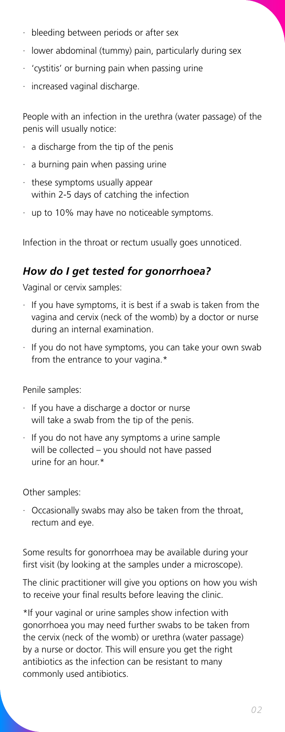- bleeding between periods or after sex
- lower abdominal (tummy) pain, particularly during sex
- 'cystitis' or burning pain when passing urine
- increased vaginal discharge.

People with an infection in the urethra (water passage) of the penis will usually notice:

- a discharge from the tip of the penis
- a burning pain when passing urine
- these symptoms usually appear within 2-5 days of catching the infection
- up to 10% may have no noticeable symptoms.

Infection in the throat or rectum usually goes unnoticed.

## *How do I get tested for gonorrhoea?*

Vaginal or cervix samples:

- If you have symptoms, it is best if a swab is taken from the vagina and cervix (neck of the womb) by a doctor or nurse during an internal examination.
- If you do not have symptoms, you can take your own swab from the entrance to your vagina.*

Penile samples:

- If you have a discharge a doctor or nurse will take a swab from the tip of the penis.
- If you do not have any symptoms a urine sample will be collected – you should not have passed urine for an hour.*

Other samples:

- Occasionally swabs may also be taken from the throat, rectum and eye.

Some results for gonorrhoea may be available during your first visit (by looking at the samples under a microscope).

The clinic practitioner will give you options on how you wish to receive your final results before leaving the clinic.

*If your vaginal or urine samples show infection with gonorrhoea you may need further swabs to be taken from the cervix (neck of the womb) or urethra (water passage) by a nurse or doctor. This will ensure you get the right antibiotics as the infection can be resistant to many commonly used antibiotics.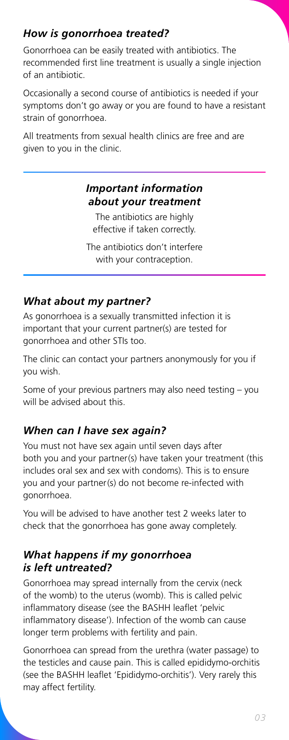### *How is gonorrhoea treated?*

Gonorrhoea can be easily treated with antibiotics. The recommended first line treatment is usually a single injection of an antibiotic.

Occasionally a second course of antibiotics is needed if your symptoms don't go away or you are found to have a resistant strain of gonorrhoea.

All treatments from sexual health clinics are free and are given to you in the clinic.

---

### *Important information about your treatment*

The antibiotics are highly effective if taken correctly.

The antibiotics don't interfere with your contraception.

---

### *What about my partner?*

As gonorrhoea is a sexually transmitted infection it is important that your current partner(s) are tested for gonorrhoea and other STIs too.

The clinic can contact your partners anonymously for you if you wish.

Some of your previous partners may also need testing – you will be advised about this.

### *When can I have sex again?*

You must not have sex again until seven days after both you and your partner(s) have taken your treatment (this includes oral sex and sex with condoms). This is to ensure you and your partner(s) do not become re-infected with gonorrhoea.

You will be advised to have another test 2 weeks later to check that the gonorrhoea has gone away completely.

### *What happens if my gonorrhoea is left untreated?*

Gonorrhoea may spread internally from the cervix (neck of the womb) to the uterus (womb). This is called pelvic inflammatory disease (see the BASHH leaflet 'pelvic inflammatory disease'). Infection of the womb can cause longer term problems with fertility and pain.

Gonorrhoea can spread from the urethra (water passage) to the testicles and cause pain. This is called epididymo-orchitis (see the BASHH leaflet 'Epididymo-orchitis'). Very rarely this may affect fertility.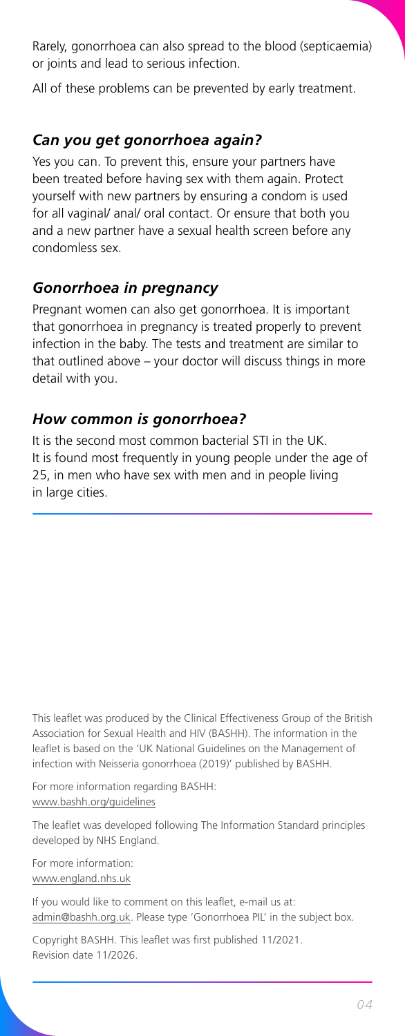Rarely, gonorrhoea can also spread to the blood (septicaemia) or joints and lead to serious infection.

All of these problems can be prevented by early treatment.

### *Can you get gonorrhoea again?*

Yes you can. To prevent this, ensure your partners have been treated before having sex with them again. Protect yourself with new partners by ensuring a condom is used for all vaginal/ anal/ oral contact. Or ensure that both you and a new partner have a sexual health screen before any condomless sex.

### *Gonorrhoea in pregnancy*

Pregnant women can also get gonorrhoea. It is important that gonorrhoea in pregnancy is treated properly to prevent infection in the baby. The tests and treatment are similar to that outlined above – your doctor will discuss things in more detail with you.

### *How common is gonorrhoea?*

It is the second most common bacterial STI in the UK. It is found most frequently in young people under the age of 25, in men who have sex with men and in people living in large cities.

---

This leaflet was produced by the Clinical Effectiveness Group of the British Association for Sexual Health and HIV (BASHH). The information in the leaflet is based on the 'UK National Guidelines on the Management of infection with Neisseria gonorrhoea (2019)' published by BASHH.

For more information regarding BASHH:
www.bashh.org/guidelines

The leaflet was developed following The Information Standard principles developed by NHS England.

For more information:
www.england.nhs.uk

If you would like to comment on this leaflet, e-mail us at: admin@bashh.org.uk. Please type 'Gonorrhoea PIL' in the subject box.

Copyright BASHH. This leaflet was first published 11/2021.
Revision date 11/2026.